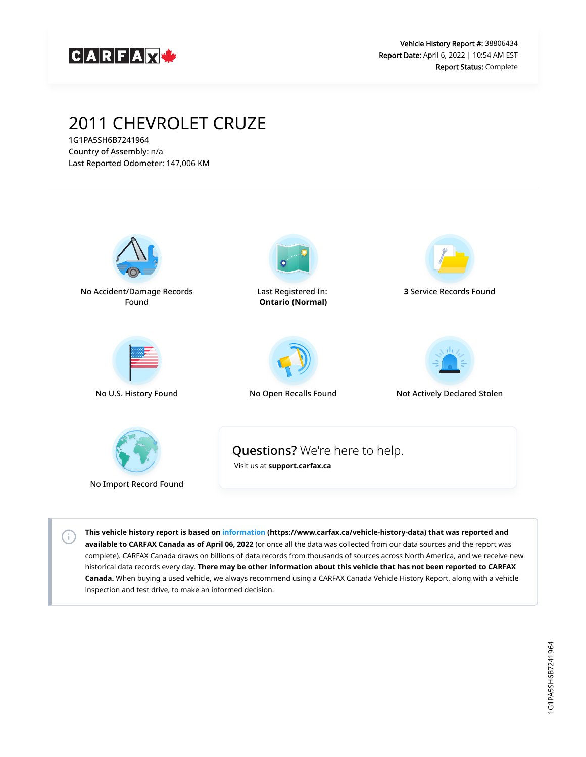CARFAX

**Vehicle History Report #:** 38806434
**Report Date:** April 6, 2022 | 10:54 AM EST
**Report Status:** Complete

# 2011 CHEVROLET CRUZE

1G1PA5SH6B7241964
**Country of Assembly:** n/a
**Last Reported Odometer:** 147,006 KM

No Accident/Damage Records Found

Last Registered In: **Ontario (Normal)**

**3** Service Records Found

No U.S. History Found

No Open Recalls Found

Not Actively Declared Stolen

No Import Record Found

**Questions?** We're here to help.
Visit us at **support.carfax.ca**

**This vehicle history report is based on information (https://www.carfax.ca/vehicle-history-data) that was reported and available to CARFAX Canada as of April 06, 2022** (or once all the data was collected from our data sources and the report was complete). CARFAX Canada draws on billions of data records from thousands of sources across North America, and we receive new historical data records every day. **There may be other information about this vehicle that has not been reported to CARFAX Canada.** When buying a used vehicle, we always recommend using a CARFAX Canada Vehicle History Report, along with a vehicle inspection and test drive, to make an informed decision.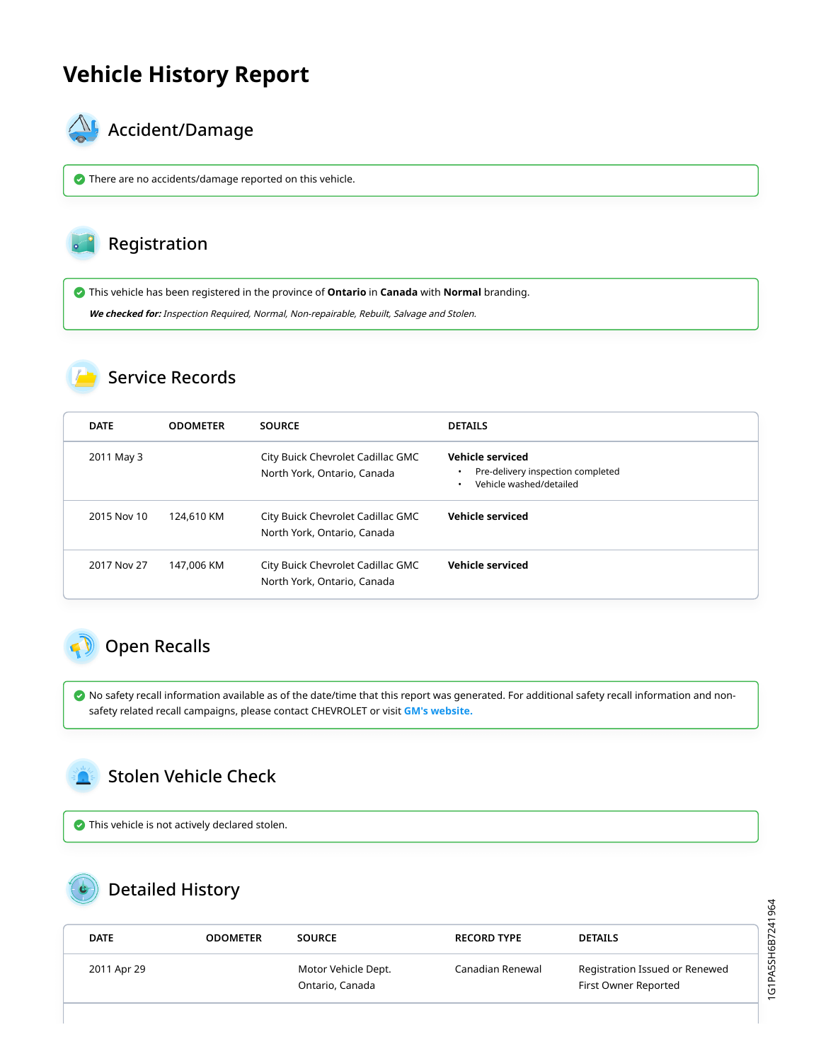# Vehicle History Report

## Accident/Damage

There are no accidents/damage reported on this vehicle.

## Registration

This vehicle has been registered in the province of **Ontario** in **Canada** with **Normal** branding.

***We checked for:*** *Inspection Required, Normal, Non-repairable, Rebuilt, Salvage and Stolen.*

## Service Records

| DATE | ODOMETER | SOURCE | DETAILS |
|---|---|---|---|
| 2011 May 3 | | City Buick Chevrolet Cadillac GMC North York, Ontario, Canada | **Vehicle serviced** • Pre-delivery inspection completed • Vehicle washed/detailed |
| 2015 Nov 10 | 124,610 KM | City Buick Chevrolet Cadillac GMC North York, Ontario, Canada | **Vehicle serviced** |
| 2017 Nov 27 | 147,006 KM | City Buick Chevrolet Cadillac GMC North York, Ontario, Canada | **Vehicle serviced** |

## Open Recalls

No safety recall information available as of the date/time that this report was generated. For additional safety recall information and non-safety related recall campaigns, please contact CHEVROLET or visit **GM's website.**

## Stolen Vehicle Check

This vehicle is not actively declared stolen.

## Detailed History

| DATE | ODOMETER | SOURCE | RECORD TYPE | DETAILS |
|---|---|---|---|---|
| 2011 Apr 29 | | Motor Vehicle Dept. Ontario, Canada | Canadian Renewal | Registration Issued or Renewed First Owner Reported |

1G1PA5SH6B7241964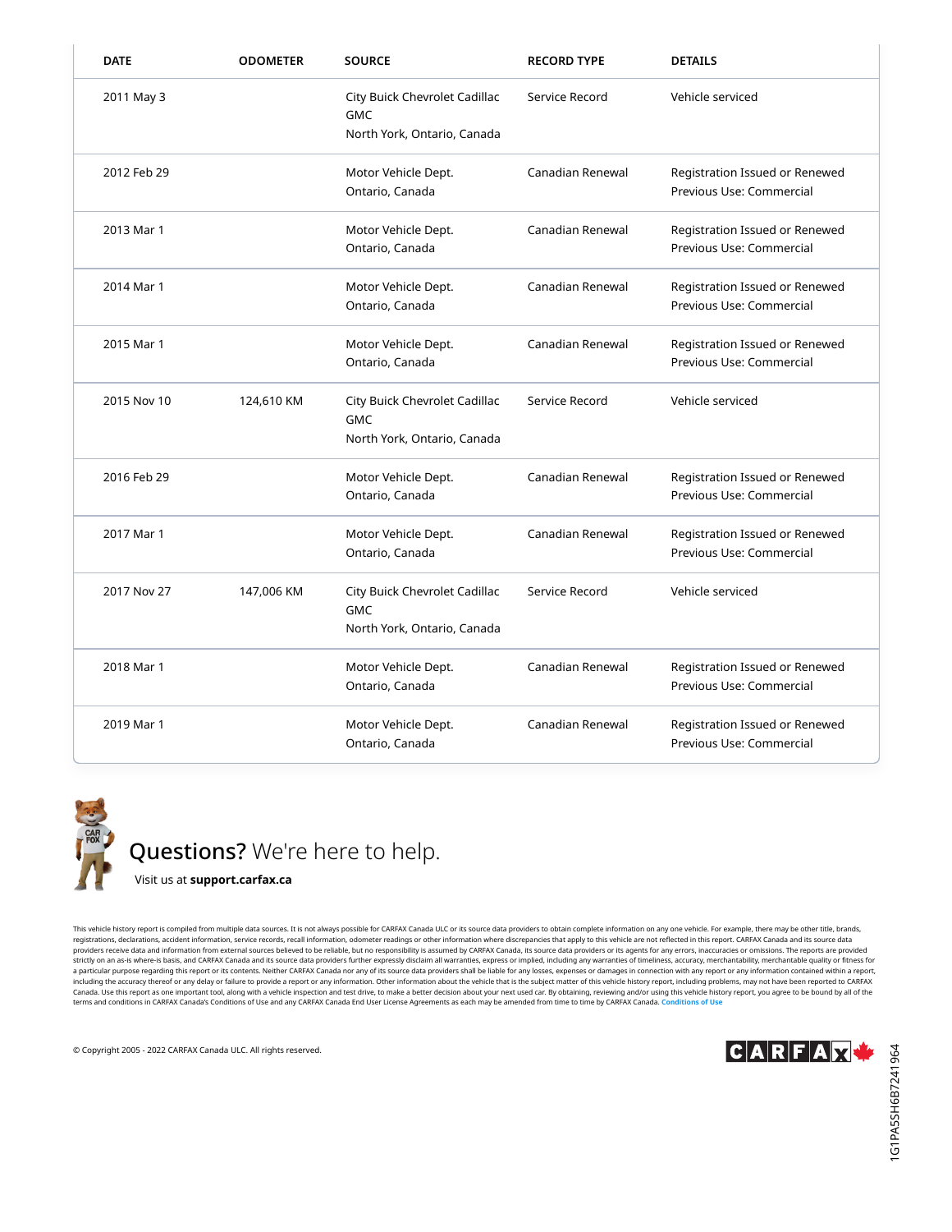| DATE | ODOMETER | SOURCE | RECORD TYPE | DETAILS |
|---|---|---|---|---|
| 2011 May 3 | | City Buick Chevrolet Cadillac GMC<br>North York, Ontario, Canada | Service Record | Vehicle serviced |
| 2012 Feb 29 | | Motor Vehicle Dept.<br>Ontario, Canada | Canadian Renewal | Registration Issued or Renewed<br>Previous Use: Commercial |
| 2013 Mar 1 | | Motor Vehicle Dept.<br>Ontario, Canada | Canadian Renewal | Registration Issued or Renewed<br>Previous Use: Commercial |
| 2014 Mar 1 | | Motor Vehicle Dept.<br>Ontario, Canada | Canadian Renewal | Registration Issued or Renewed<br>Previous Use: Commercial |
| 2015 Mar 1 | | Motor Vehicle Dept.<br>Ontario, Canada | Canadian Renewal | Registration Issued or Renewed<br>Previous Use: Commercial |
| 2015 Nov 10 | 124,610 KM | City Buick Chevrolet Cadillac GMC<br>North York, Ontario, Canada | Service Record | Vehicle serviced |
| 2016 Feb 29 | | Motor Vehicle Dept.<br>Ontario, Canada | Canadian Renewal | Registration Issued or Renewed<br>Previous Use: Commercial |
| 2017 Mar 1 | | Motor Vehicle Dept.<br>Ontario, Canada | Canadian Renewal | Registration Issued or Renewed<br>Previous Use: Commercial |
| 2017 Nov 27 | 147,006 KM | City Buick Chevrolet Cadillac GMC<br>North York, Ontario, Canada | Service Record | Vehicle serviced |
| 2018 Mar 1 | | Motor Vehicle Dept.<br>Ontario, Canada | Canadian Renewal | Registration Issued or Renewed<br>Previous Use: Commercial |
| 2019 Mar 1 | | Motor Vehicle Dept.<br>Ontario, Canada | Canadian Renewal | Registration Issued or Renewed<br>Previous Use: Commercial |

**Questions?** We're here to help.

Visit us at **support.carfax.ca**

This vehicle history report is compiled from multiple data sources. It is not always possible for CARFAX Canada ULC or its source data providers to obtain complete information on any one vehicle. For example, there may be other title, brands, registrations, declarations, accident information, service records, recall information, odometer readings or other information where discrepancies that apply to this vehicle are not reflected in this report. CARFAX Canada and its source data providers receive data and information from external sources believed to be reliable, but no responsibility is assumed by CARFAX Canada, its source data providers or its agents for any errors, inaccuracies or omissions. The reports are provided strictly on an as-is where-is basis, and CARFAX Canada and its source data providers further expressly disclaim all warranties, express or implied, including any warranties of timeliness, accuracy, merchantability, merchantable quality or fitness for a particular purpose regarding this report or its contents. Neither CARFAX Canada nor any of its source data providers shall be liable for any losses, expenses or damages in connection with any report or any information contained within a report, including the accuracy thereof or any delay or failure to provide a report or any information. Other information about the vehicle that is the subject matter of this vehicle history report, including problems, may not have been reported to CARFAX Canada. Use this report as one important tool, along with a vehicle inspection and test drive, to make a better decision about your next used car. By obtaining, reviewing and/or using this vehicle history report, you agree to be bound by all of the terms and conditions in CARFAX Canada's Conditions of Use and any CARFAX Canada End User License Agreements as each may be amended from time to time by CARFAX Canada. Conditions of Use

© Copyright 2005 - 2022 CARFAX Canada ULC. All rights reserved.

1G1PA5SH6B7241964